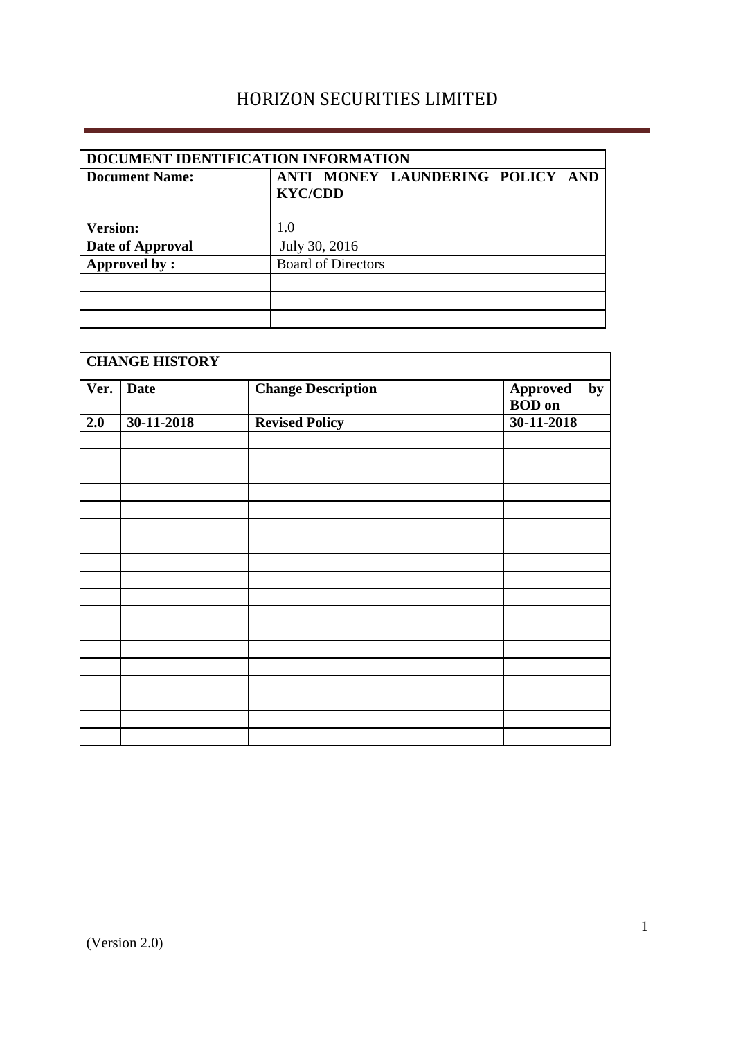# HORIZON SECURITIES LIMITED

| DOCUMENT IDENTIFICATION INFORMATION | |
|---|---|
| **Document Name:** | **ANTI MONEY LAUNDERING POLICY AND KYC/CDD** |
| **Version:** | 1.0 |
| **Date of Approval** | July 30, 2016 |
| **Approved by :** | Board of Directors |
| | |
| | |
| | |

| **CHANGE HISTORY** | | | |
|---|---|---|---|
| **Ver.** | **Date** | **Change Description** | **Approved by BOD on** |
| **2.0** | **30-11-2018** | **Revised Policy** | **30-11-2018** |
| | | | |
| | | | |
| | | | |
| | | | |
| | | | |
| | | | |
| | | | |
| | | | |
| | | | |
| | | | |
| | | | |
| | | | |
| | | | |
| | | | |
| | | | |
| | | | |
| | | | |
| | | | |

(Version 2.0)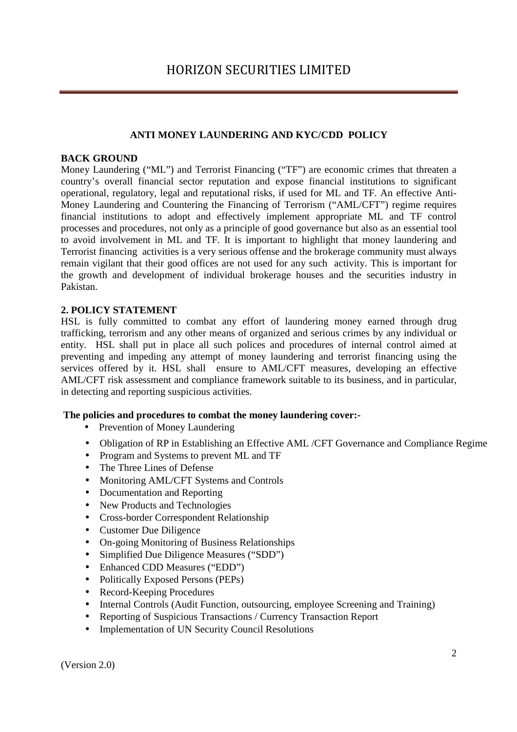# HORIZON SECURITIES LIMITED

## ANTI MONEY LAUNDERING AND KYC/CDD POLICY

**BACK GROUND**

Money Laundering ("ML") and Terrorist Financing ("TF") are economic crimes that threaten a country's overall financial sector reputation and expose financial institutions to significant operational, regulatory, legal and reputational risks, if used for ML and TF. An effective Anti-Money Laundering and Countering the Financing of Terrorism ("AML/CFT") regime requires financial institutions to adopt and effectively implement appropriate ML and TF control processes and procedures, not only as a principle of good governance but also as an essential tool to avoid involvement in ML and TF. It is important to highlight that money laundering and Terrorist financing activities is a very serious offense and the brokerage community must always remain vigilant that their good offices are not used for any such activity. This is important for the growth and development of individual brokerage houses and the securities industry in Pakistan.

**2. POLICY STATEMENT**

HSL is fully committed to combat any effort of laundering money earned through drug trafficking, terrorism and any other means of organized and serious crimes by any individual or entity. HSL shall put in place all such polices and procedures of internal control aimed at preventing and impeding any attempt of money laundering and terrorist financing using the services offered by it. HSL shall ensure to AML/CFT measures, developing an effective AML/CFT risk assessment and compliance framework suitable to its business, and in particular, in detecting and reporting suspicious activities.

**The policies and procedures to combat the money laundering cover:-**

- Prevention of Money Laundering
- Obligation of RP in Establishing an Effective AML /CFT Governance and Compliance Regime
- Program and Systems to prevent ML and TF
- The Three Lines of Defense
- Monitoring AML/CFT Systems and Controls
- Documentation and Reporting
- New Products and Technologies
- Cross-border Correspondent Relationship
- Customer Due Diligence
- On-going Monitoring of Business Relationships
- Simplified Due Diligence Measures ("SDD")
- Enhanced CDD Measures ("EDD")
- Politically Exposed Persons (PEPs)
- Record-Keeping Procedures
- Internal Controls (Audit Function, outsourcing, employee Screening and Training)
- Reporting of Suspicious Transactions / Currency Transaction Report
- Implementation of UN Security Council Resolutions

(Version 2.0)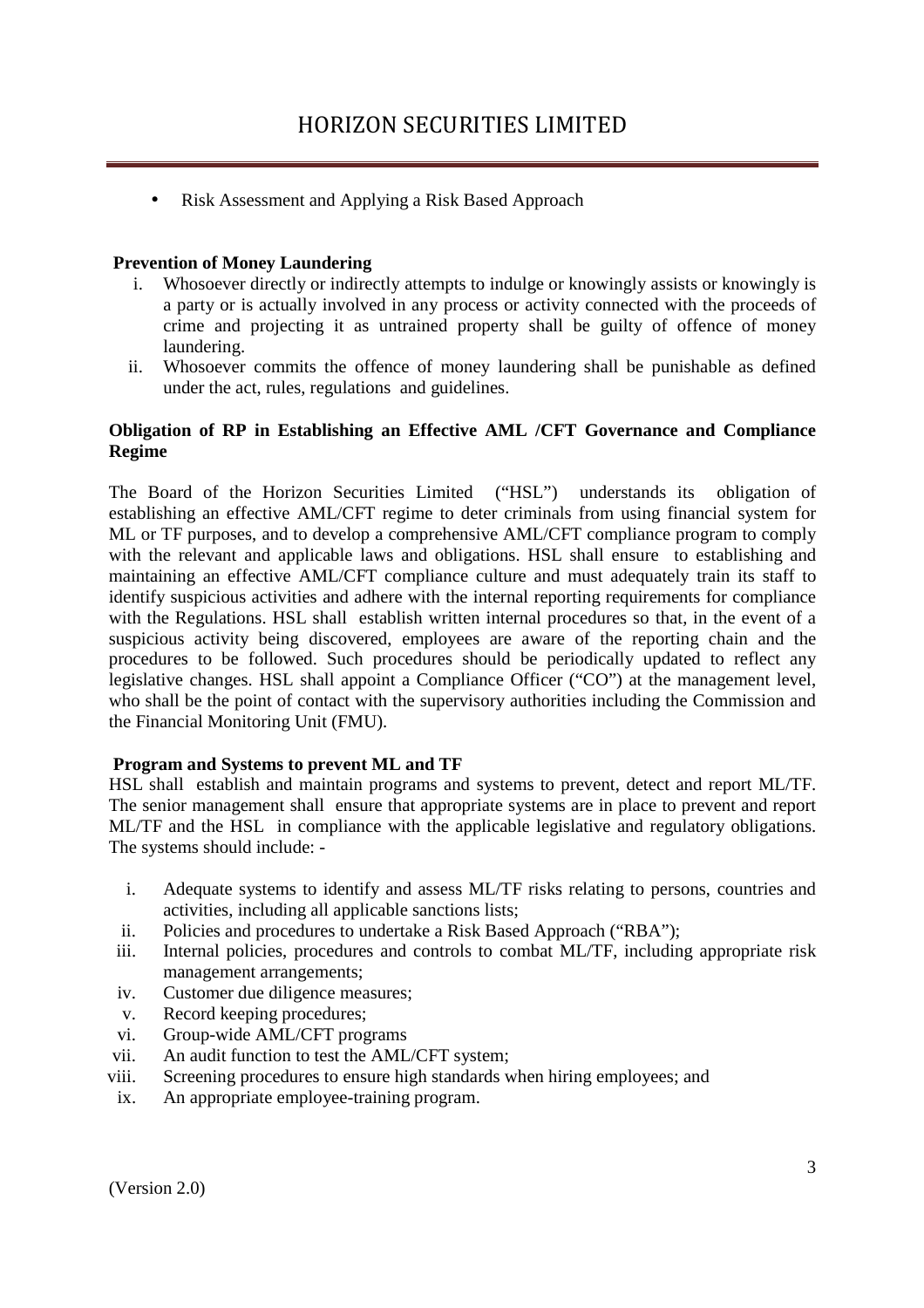- Risk Assessment and Applying a Risk Based Approach

**Prevention of Money Laundering**

i. Whosoever directly or indirectly attempts to indulge or knowingly assists or knowingly is a party or is actually involved in any process or activity connected with the proceeds of crime and projecting it as untrained property shall be guilty of offence of money laundering.
ii. Whosoever commits the offence of money laundering shall be punishable as defined under the act, rules, regulations and guidelines.

**Obligation of RP in Establishing an Effective AML /CFT Governance and Compliance Regime**

The Board of the Horizon Securities Limited ("HSL") understands its obligation of establishing an effective AML/CFT regime to deter criminals from using financial system for ML or TF purposes, and to develop a comprehensive AML/CFT compliance program to comply with the relevant and applicable laws and obligations. HSL shall ensure to establishing and maintaining an effective AML/CFT compliance culture and must adequately train its staff to identify suspicious activities and adhere with the internal reporting requirements for compliance with the Regulations. HSL shall establish written internal procedures so that, in the event of a suspicious activity being discovered, employees are aware of the reporting chain and the procedures to be followed. Such procedures should be periodically updated to reflect any legislative changes. HSL shall appoint a Compliance Officer ("CO") at the management level, who shall be the point of contact with the supervisory authorities including the Commission and the Financial Monitoring Unit (FMU).

**Program and Systems to prevent ML and TF**

HSL shall establish and maintain programs and systems to prevent, detect and report ML/TF. The senior management shall ensure that appropriate systems are in place to prevent and report ML/TF and the HSL in compliance with the applicable legislative and regulatory obligations. The systems should include: -

i. Adequate systems to identify and assess ML/TF risks relating to persons, countries and activities, including all applicable sanctions lists;
ii. Policies and procedures to undertake a Risk Based Approach ("RBA");
iii. Internal policies, procedures and controls to combat ML/TF, including appropriate risk management arrangements;
iv. Customer due diligence measures;
v. Record keeping procedures;
vi. Group-wide AML/CFT programs
vii. An audit function to test the AML/CFT system;
viii. Screening procedures to ensure high standards when hiring employees; and
ix. An appropriate employee-training program.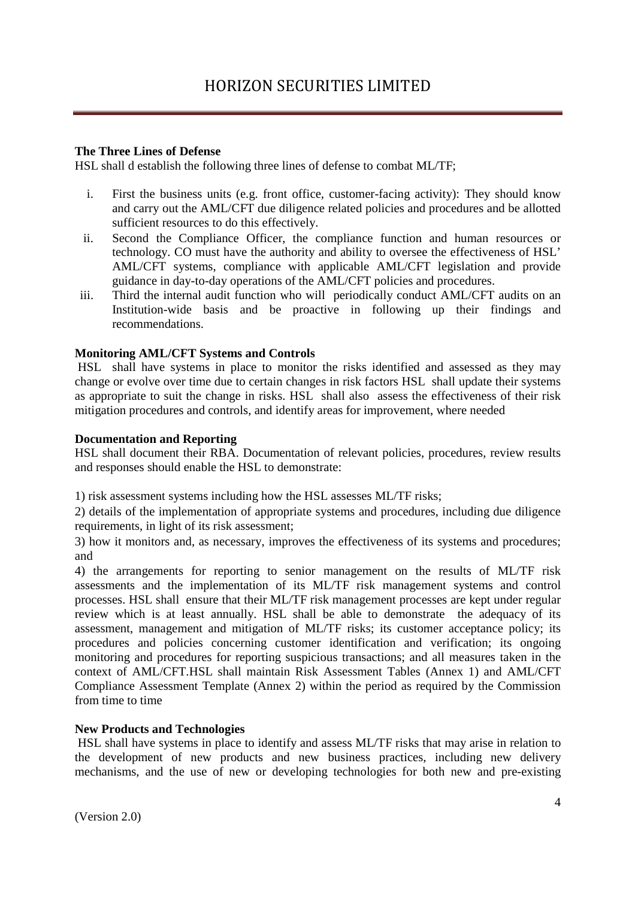**The Three Lines of Defense**

HSL shall d establish the following three lines of defense to combat ML/TF;

i. First the business units (e.g. front office, customer-facing activity): They should know and carry out the AML/CFT due diligence related policies and procedures and be allotted sufficient resources to do this effectively.
ii. Second the Compliance Officer, the compliance function and human resources or technology. CO must have the authority and ability to oversee the effectiveness of HSL' AML/CFT systems, compliance with applicable AML/CFT legislation and provide guidance in day-to-day operations of the AML/CFT policies and procedures.
iii. Third the internal audit function who will periodically conduct AML/CFT audits on an Institution-wide basis and be proactive in following up their findings and recommendations.

**Monitoring AML/CFT Systems and Controls**

HSL shall have systems in place to monitor the risks identified and assessed as they may change or evolve over time due to certain changes in risk factors HSL shall update their systems as appropriate to suit the change in risks. HSL shall also assess the effectiveness of their risk mitigation procedures and controls, and identify areas for improvement, where needed

**Documentation and Reporting**

HSL shall document their RBA. Documentation of relevant policies, procedures, review results and responses should enable the HSL to demonstrate:

1) risk assessment systems including how the HSL assesses ML/TF risks;

2) details of the implementation of appropriate systems and procedures, including due diligence requirements, in light of its risk assessment;

3) how it monitors and, as necessary, improves the effectiveness of its systems and procedures; and

4) the arrangements for reporting to senior management on the results of ML/TF risk assessments and the implementation of its ML/TF risk management systems and control processes. HSL shall ensure that their ML/TF risk management processes are kept under regular review which is at least annually. HSL shall be able to demonstrate the adequacy of its assessment, management and mitigation of ML/TF risks; its customer acceptance policy; its procedures and policies concerning customer identification and verification; its ongoing monitoring and procedures for reporting suspicious transactions; and all measures taken in the context of AML/CFT.HSL shall maintain Risk Assessment Tables (Annex 1) and AML/CFT Compliance Assessment Template (Annex 2) within the period as required by the Commission from time to time

**New Products and Technologies**

HSL shall have systems in place to identify and assess ML/TF risks that may arise in relation to the development of new products and new business practices, including new delivery mechanisms, and the use of new or developing technologies for both new and pre-existing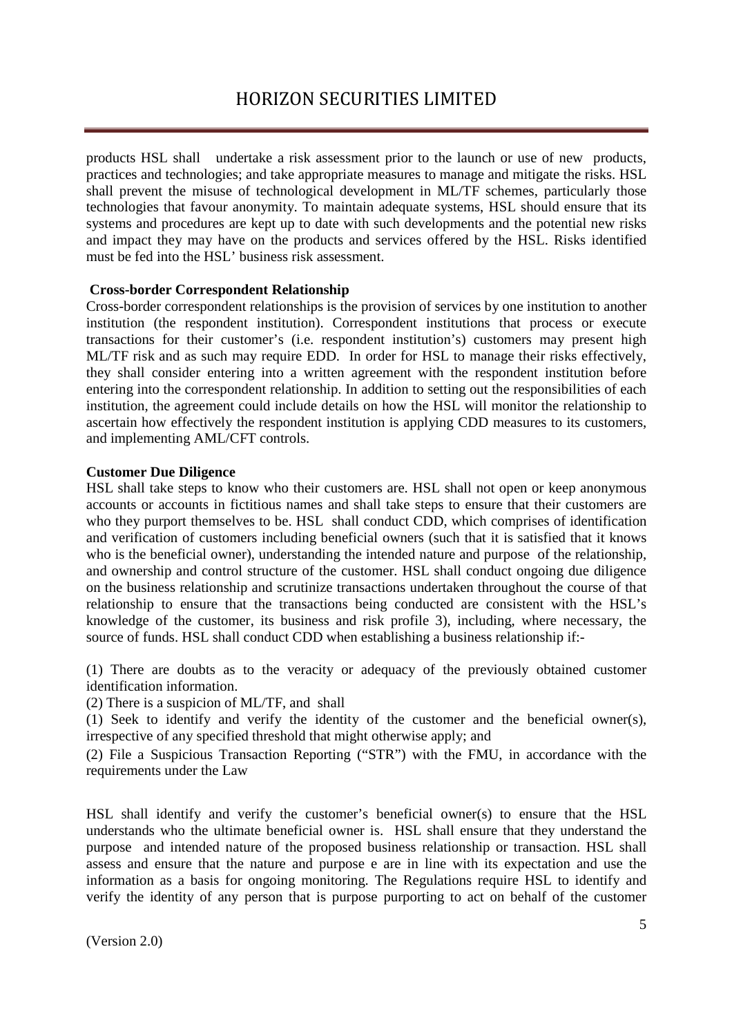products HSL shall undertake a risk assessment prior to the launch or use of new products, practices and technologies; and take appropriate measures to manage and mitigate the risks. HSL shall prevent the misuse of technological development in ML/TF schemes, particularly those technologies that favour anonymity. To maintain adequate systems, HSL should ensure that its systems and procedures are kept up to date with such developments and the potential new risks and impact they may have on the products and services offered by the HSL. Risks identified must be fed into the HSL' business risk assessment.

**Cross-border Correspondent Relationship**

Cross-border correspondent relationships is the provision of services by one institution to another institution (the respondent institution). Correspondent institutions that process or execute transactions for their customer's (i.e. respondent institution's) customers may present high ML/TF risk and as such may require EDD. In order for HSL to manage their risks effectively, they shall consider entering into a written agreement with the respondent institution before entering into the correspondent relationship. In addition to setting out the responsibilities of each institution, the agreement could include details on how the HSL will monitor the relationship to ascertain how effectively the respondent institution is applying CDD measures to its customers, and implementing AML/CFT controls.

**Customer Due Diligence**

HSL shall take steps to know who their customers are. HSL shall not open or keep anonymous accounts or accounts in fictitious names and shall take steps to ensure that their customers are who they purport themselves to be. HSL shall conduct CDD, which comprises of identification and verification of customers including beneficial owners (such that it is satisfied that it knows who is the beneficial owner), understanding the intended nature and purpose of the relationship, and ownership and control structure of the customer. HSL shall conduct ongoing due diligence on the business relationship and scrutinize transactions undertaken throughout the course of that relationship to ensure that the transactions being conducted are consistent with the HSL's knowledge of the customer, its business and risk profile 3), including, where necessary, the source of funds. HSL shall conduct CDD when establishing a business relationship if:-

(1) There are doubts as to the veracity or adequacy of the previously obtained customer identification information.

(2) There is a suspicion of ML/TF, and shall

(1) Seek to identify and verify the identity of the customer and the beneficial owner(s), irrespective of any specified threshold that might otherwise apply; and

(2) File a Suspicious Transaction Reporting ("STR") with the FMU, in accordance with the requirements under the Law

HSL shall identify and verify the customer's beneficial owner(s) to ensure that the HSL understands who the ultimate beneficial owner is. HSL shall ensure that they understand the purpose and intended nature of the proposed business relationship or transaction. HSL shall assess and ensure that the nature and purpose e are in line with its expectation and use the information as a basis for ongoing monitoring. The Regulations require HSL to identify and verify the identity of any person that is purpose purporting to act on behalf of the customer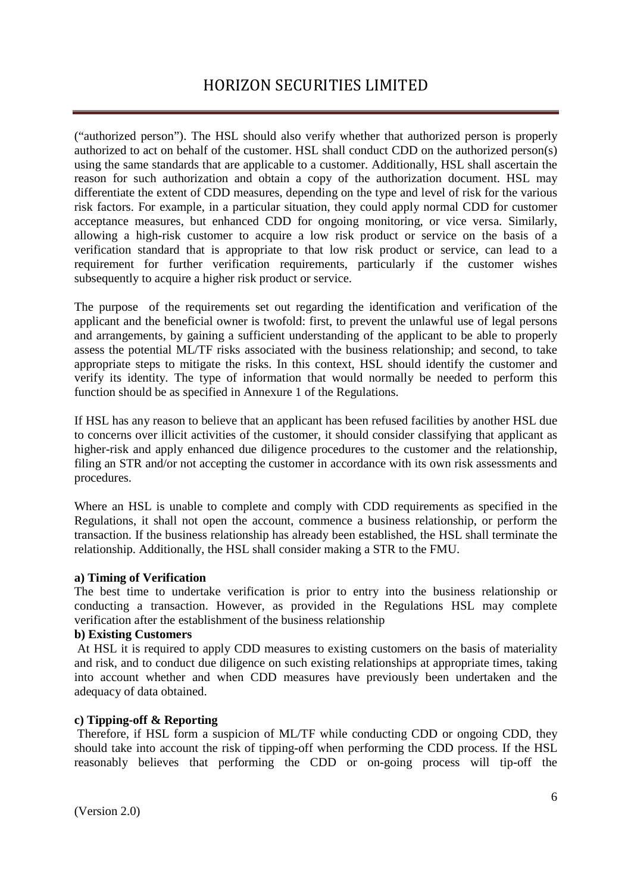("authorized person"). The HSL should also verify whether that authorized person is properly authorized to act on behalf of the customer. HSL shall conduct CDD on the authorized person(s) using the same standards that are applicable to a customer. Additionally, HSL shall ascertain the reason for such authorization and obtain a copy of the authorization document. HSL may differentiate the extent of CDD measures, depending on the type and level of risk for the various risk factors. For example, in a particular situation, they could apply normal CDD for customer acceptance measures, but enhanced CDD for ongoing monitoring, or vice versa. Similarly, allowing a high-risk customer to acquire a low risk product or service on the basis of a verification standard that is appropriate to that low risk product or service, can lead to a requirement for further verification requirements, particularly if the customer wishes subsequently to acquire a higher risk product or service.

The purpose of the requirements set out regarding the identification and verification of the applicant and the beneficial owner is twofold: first, to prevent the unlawful use of legal persons and arrangements, by gaining a sufficient understanding of the applicant to be able to properly assess the potential ML/TF risks associated with the business relationship; and second, to take appropriate steps to mitigate the risks. In this context, HSL should identify the customer and verify its identity. The type of information that would normally be needed to perform this function should be as specified in Annexure 1 of the Regulations.

If HSL has any reason to believe that an applicant has been refused facilities by another HSL due to concerns over illicit activities of the customer, it should consider classifying that applicant as higher-risk and apply enhanced due diligence procedures to the customer and the relationship, filing an STR and/or not accepting the customer in accordance with its own risk assessments and procedures.

Where an HSL is unable to complete and comply with CDD requirements as specified in the Regulations, it shall not open the account, commence a business relationship, or perform the transaction. If the business relationship has already been established, the HSL shall terminate the relationship. Additionally, the HSL shall consider making a STR to the FMU.

**a) Timing of Verification**

The best time to undertake verification is prior to entry into the business relationship or conducting a transaction. However, as provided in the Regulations HSL may complete verification after the establishment of the business relationship

**b) Existing Customers**

At HSL it is required to apply CDD measures to existing customers on the basis of materiality and risk, and to conduct due diligence on such existing relationships at appropriate times, taking into account whether and when CDD measures have previously been undertaken and the adequacy of data obtained.

**c) Tipping-off & Reporting**

Therefore, if HSL form a suspicion of ML/TF while conducting CDD or ongoing CDD, they should take into account the risk of tipping-off when performing the CDD process. If the HSL reasonably believes that performing the CDD or on-going process will tip-off the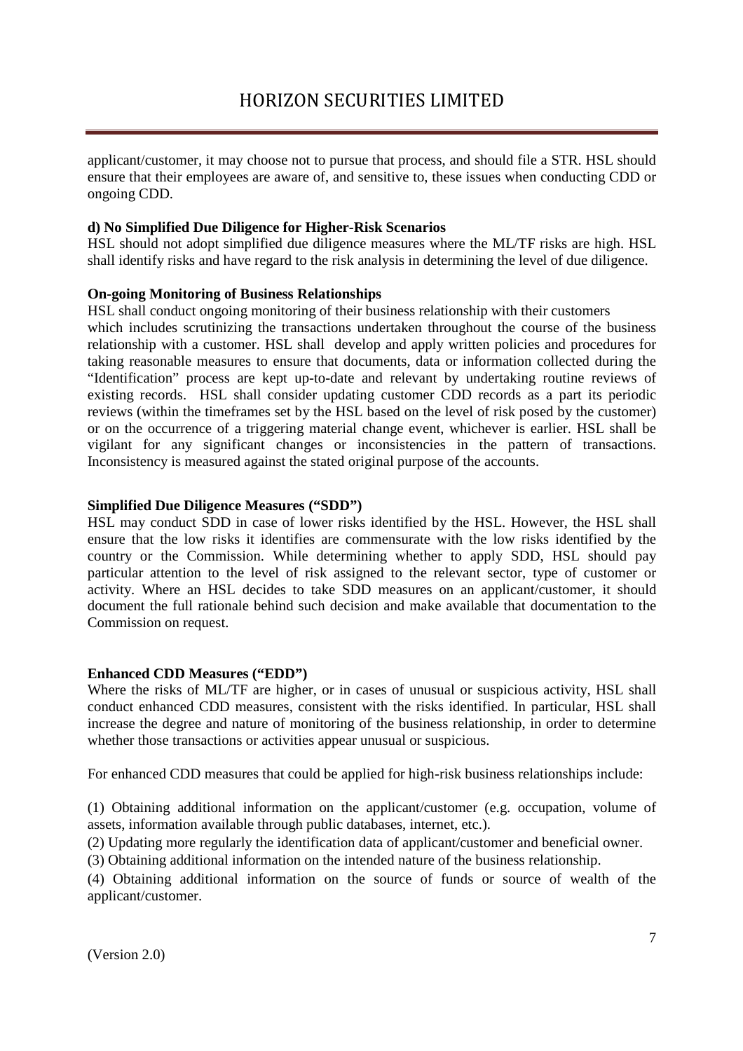applicant/customer, it may choose not to pursue that process, and should file a STR. HSL should ensure that their employees are aware of, and sensitive to, these issues when conducting CDD or ongoing CDD.

**d) No Simplified Due Diligence for Higher-Risk Scenarios**

HSL should not adopt simplified due diligence measures where the ML/TF risks are high. HSL shall identify risks and have regard to the risk analysis in determining the level of due diligence.

**On-going Monitoring of Business Relationships**

HSL shall conduct ongoing monitoring of their business relationship with their customers which includes scrutinizing the transactions undertaken throughout the course of the business relationship with a customer. HSL shall develop and apply written policies and procedures for taking reasonable measures to ensure that documents, data or information collected during the "Identification" process are kept up-to-date and relevant by undertaking routine reviews of existing records. HSL shall consider updating customer CDD records as a part its periodic reviews (within the timeframes set by the HSL based on the level of risk posed by the customer) or on the occurrence of a triggering material change event, whichever is earlier. HSL shall be vigilant for any significant changes or inconsistencies in the pattern of transactions. Inconsistency is measured against the stated original purpose of the accounts.

**Simplified Due Diligence Measures ("SDD")**

HSL may conduct SDD in case of lower risks identified by the HSL. However, the HSL shall ensure that the low risks it identifies are commensurate with the low risks identified by the country or the Commission. While determining whether to apply SDD, HSL should pay particular attention to the level of risk assigned to the relevant sector, type of customer or activity. Where an HSL decides to take SDD measures on an applicant/customer, it should document the full rationale behind such decision and make available that documentation to the Commission on request.

**Enhanced CDD Measures ("EDD")**

Where the risks of ML/TF are higher, or in cases of unusual or suspicious activity, HSL shall conduct enhanced CDD measures, consistent with the risks identified. In particular, HSL shall increase the degree and nature of monitoring of the business relationship, in order to determine whether those transactions or activities appear unusual or suspicious.

For enhanced CDD measures that could be applied for high-risk business relationships include:

(1) Obtaining additional information on the applicant/customer (e.g. occupation, volume of assets, information available through public databases, internet, etc.).

(2) Updating more regularly the identification data of applicant/customer and beneficial owner.

(3) Obtaining additional information on the intended nature of the business relationship.

(4) Obtaining additional information on the source of funds or source of wealth of the applicant/customer.

(Version 2.0)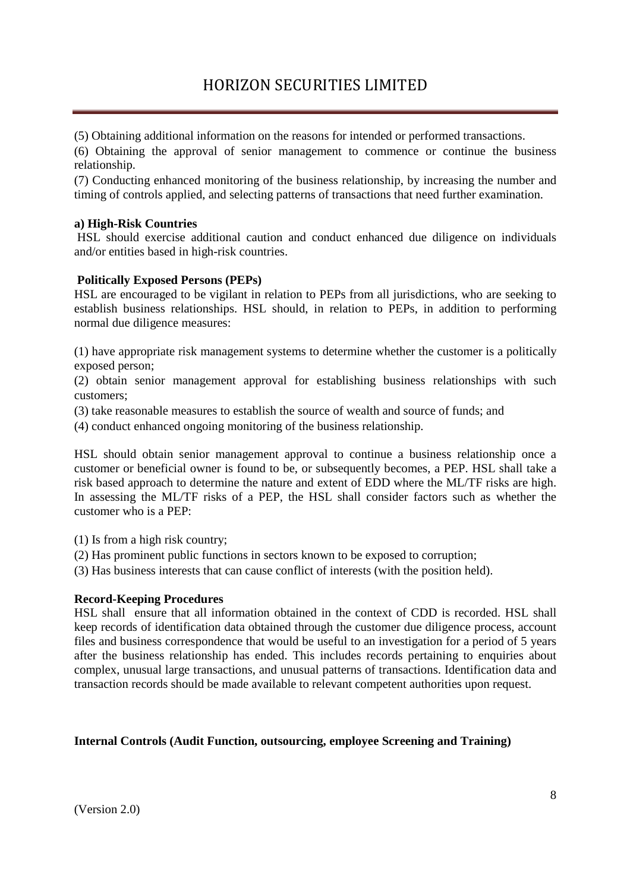(5) Obtaining additional information on the reasons for intended or performed transactions.

(6) Obtaining the approval of senior management to commence or continue the business relationship.

(7) Conducting enhanced monitoring of the business relationship, by increasing the number and timing of controls applied, and selecting patterns of transactions that need further examination.

**a) High-Risk Countries**

HSL should exercise additional caution and conduct enhanced due diligence on individuals and/or entities based in high-risk countries.

**Politically Exposed Persons (PEPs)**

HSL are encouraged to be vigilant in relation to PEPs from all jurisdictions, who are seeking to establish business relationships. HSL should, in relation to PEPs, in addition to performing normal due diligence measures:

(1) have appropriate risk management systems to determine whether the customer is a politically exposed person;

(2) obtain senior management approval for establishing business relationships with such customers;

(3) take reasonable measures to establish the source of wealth and source of funds; and

(4) conduct enhanced ongoing monitoring of the business relationship.

HSL should obtain senior management approval to continue a business relationship once a customer or beneficial owner is found to be, or subsequently becomes, a PEP. HSL shall take a risk based approach to determine the nature and extent of EDD where the ML/TF risks are high. In assessing the ML/TF risks of a PEP, the HSL shall consider factors such as whether the customer who is a PEP:

(1) Is from a high risk country;

(2) Has prominent public functions in sectors known to be exposed to corruption;

(3) Has business interests that can cause conflict of interests (with the position held).

**Record-Keeping Procedures**

HSL shall ensure that all information obtained in the context of CDD is recorded. HSL shall keep records of identification data obtained through the customer due diligence process, account files and business correspondence that would be useful to an investigation for a period of 5 years after the business relationship has ended. This includes records pertaining to enquiries about complex, unusual large transactions, and unusual patterns of transactions. Identification data and transaction records should be made available to relevant competent authorities upon request.

**Internal Controls (Audit Function, outsourcing, employee Screening and Training)**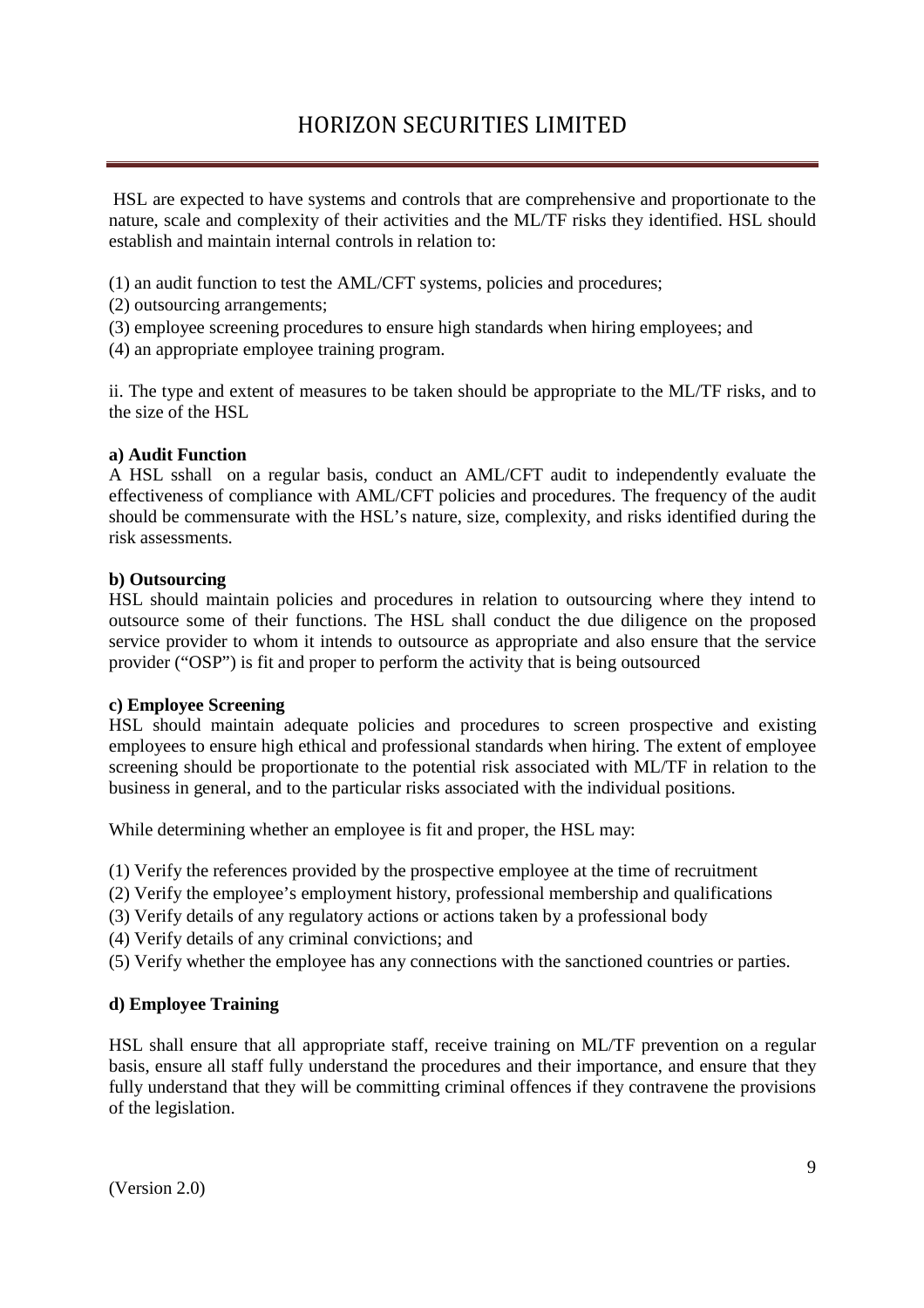HSL are expected to have systems and controls that are comprehensive and proportionate to the nature, scale and complexity of their activities and the ML/TF risks they identified. HSL should establish and maintain internal controls in relation to:

(1) an audit function to test the AML/CFT systems, policies and procedures;
(2) outsourcing arrangements;
(3) employee screening procedures to ensure high standards when hiring employees; and
(4) an appropriate employee training program.

ii. The type and extent of measures to be taken should be appropriate to the ML/TF risks, and to the size of the HSL

**a) Audit Function**

A HSL sshall on a regular basis, conduct an AML/CFT audit to independently evaluate the effectiveness of compliance with AML/CFT policies and procedures. The frequency of the audit should be commensurate with the HSL's nature, size, complexity, and risks identified during the risk assessments.

**b) Outsourcing**

HSL should maintain policies and procedures in relation to outsourcing where they intend to outsource some of their functions. The HSL shall conduct the due diligence on the proposed service provider to whom it intends to outsource as appropriate and also ensure that the service provider ("OSP") is fit and proper to perform the activity that is being outsourced

**c) Employee Screening**

HSL should maintain adequate policies and procedures to screen prospective and existing employees to ensure high ethical and professional standards when hiring. The extent of employee screening should be proportionate to the potential risk associated with ML/TF in relation to the business in general, and to the particular risks associated with the individual positions.

While determining whether an employee is fit and proper, the HSL may:

(1) Verify the references provided by the prospective employee at the time of recruitment
(2) Verify the employee's employment history, professional membership and qualifications
(3) Verify details of any regulatory actions or actions taken by a professional body
(4) Verify details of any criminal convictions; and
(5) Verify whether the employee has any connections with the sanctioned countries or parties.

**d) Employee Training**

HSL shall ensure that all appropriate staff, receive training on ML/TF prevention on a regular basis, ensure all staff fully understand the procedures and their importance, and ensure that they fully understand that they will be committing criminal offences if they contravene the provisions of the legislation.

(Version 2.0)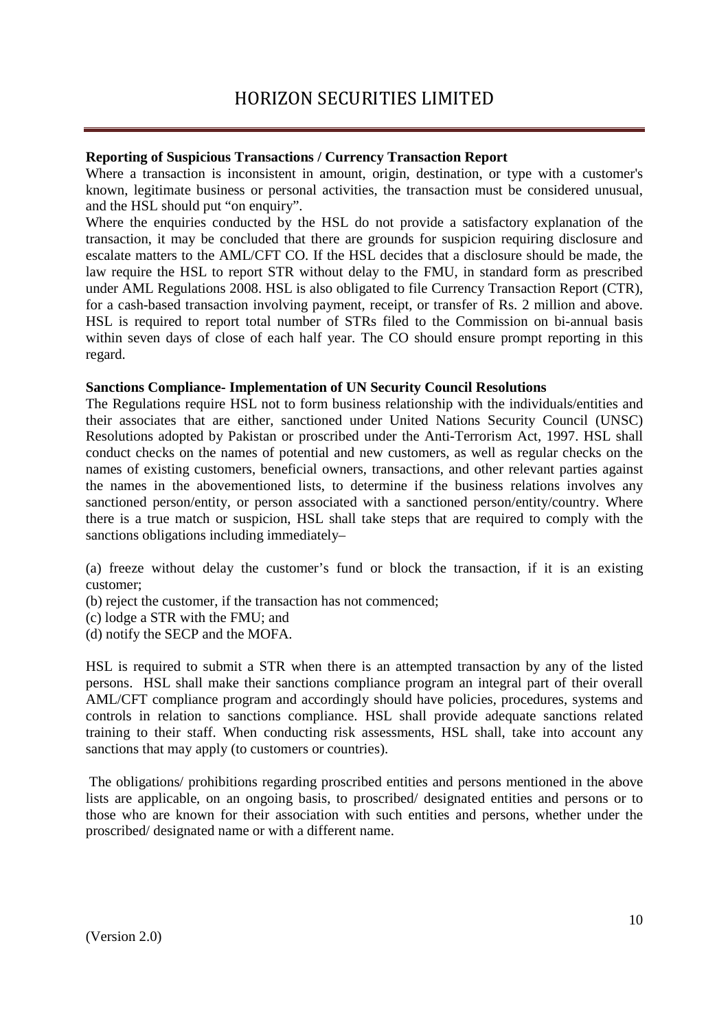**Reporting of Suspicious Transactions / Currency Transaction Report**

Where a transaction is inconsistent in amount, origin, destination, or type with a customer's known, legitimate business or personal activities, the transaction must be considered unusual, and the HSL should put "on enquiry".

Where the enquiries conducted by the HSL do not provide a satisfactory explanation of the transaction, it may be concluded that there are grounds for suspicion requiring disclosure and escalate matters to the AML/CFT CO. If the HSL decides that a disclosure should be made, the law require the HSL to report STR without delay to the FMU, in standard form as prescribed under AML Regulations 2008. HSL is also obligated to file Currency Transaction Report (CTR), for a cash-based transaction involving payment, receipt, or transfer of Rs. 2 million and above. HSL is required to report total number of STRs filed to the Commission on bi-annual basis within seven days of close of each half year. The CO should ensure prompt reporting in this regard.

**Sanctions Compliance- Implementation of UN Security Council Resolutions**

The Regulations require HSL not to form business relationship with the individuals/entities and their associates that are either, sanctioned under United Nations Security Council (UNSC) Resolutions adopted by Pakistan or proscribed under the Anti-Terrorism Act, 1997. HSL shall conduct checks on the names of potential and new customers, as well as regular checks on the names of existing customers, beneficial owners, transactions, and other relevant parties against the names in the abovementioned lists, to determine if the business relations involves any sanctioned person/entity, or person associated with a sanctioned person/entity/country. Where there is a true match or suspicion, HSL shall take steps that are required to comply with the sanctions obligations including immediately–

(a) freeze without delay the customer's fund or block the transaction, if it is an existing customer;
(b) reject the customer, if the transaction has not commenced;
(c) lodge a STR with the FMU; and
(d) notify the SECP and the MOFA.

HSL is required to submit a STR when there is an attempted transaction by any of the listed persons. HSL shall make their sanctions compliance program an integral part of their overall AML/CFT compliance program and accordingly should have policies, procedures, systems and controls in relation to sanctions compliance. HSL shall provide adequate sanctions related training to their staff. When conducting risk assessments, HSL shall, take into account any sanctions that may apply (to customers or countries).

The obligations/ prohibitions regarding proscribed entities and persons mentioned in the above lists are applicable, on an ongoing basis, to proscribed/ designated entities and persons or to those who are known for their association with such entities and persons, whether under the proscribed/ designated name or with a different name.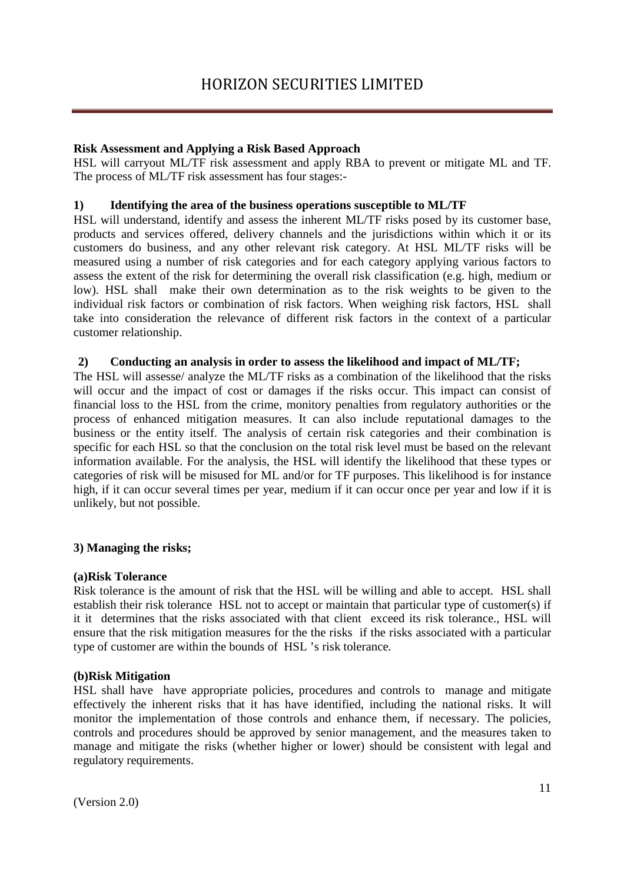**Risk Assessment and Applying a Risk Based Approach**

HSL will carryout ML/TF risk assessment and apply RBA to prevent or mitigate ML and TF. The process of ML/TF risk assessment has four stages:-

**1) Identifying the area of the business operations susceptible to ML/TF**

HSL will understand, identify and assess the inherent ML/TF risks posed by its customer base, products and services offered, delivery channels and the jurisdictions within which it or its customers do business, and any other relevant risk category. At HSL ML/TF risks will be measured using a number of risk categories and for each category applying various factors to assess the extent of the risk for determining the overall risk classification (e.g. high, medium or low). HSL shall make their own determination as to the risk weights to be given to the individual risk factors or combination of risk factors. When weighing risk factors, HSL shall take into consideration the relevance of different risk factors in the context of a particular customer relationship.

**2) Conducting an analysis in order to assess the likelihood and impact of ML/TF;**

The HSL will assesse/ analyze the ML/TF risks as a combination of the likelihood that the risks will occur and the impact of cost or damages if the risks occur. This impact can consist of financial loss to the HSL from the crime, monitory penalties from regulatory authorities or the process of enhanced mitigation measures. It can also include reputational damages to the business or the entity itself. The analysis of certain risk categories and their combination is specific for each HSL so that the conclusion on the total risk level must be based on the relevant information available. For the analysis, the HSL will identify the likelihood that these types or categories of risk will be misused for ML and/or for TF purposes. This likelihood is for instance high, if it can occur several times per year, medium if it can occur once per year and low if it is unlikely, but not possible.

**3) Managing the risks;**

**(a)Risk Tolerance**

Risk tolerance is the amount of risk that the HSL will be willing and able to accept. HSL shall establish their risk tolerance HSL not to accept or maintain that particular type of customer(s) if it it determines that the risks associated with that client exceed its risk tolerance., HSL will ensure that the risk mitigation measures for the the risks if the risks associated with a particular type of customer are within the bounds of HSL 's risk tolerance.

**(b)Risk Mitigation**

HSL shall have have appropriate policies, procedures and controls to manage and mitigate effectively the inherent risks that it has have identified, including the national risks. It will monitor the implementation of those controls and enhance them, if necessary. The policies, controls and procedures should be approved by senior management, and the measures taken to manage and mitigate the risks (whether higher or lower) should be consistent with legal and regulatory requirements.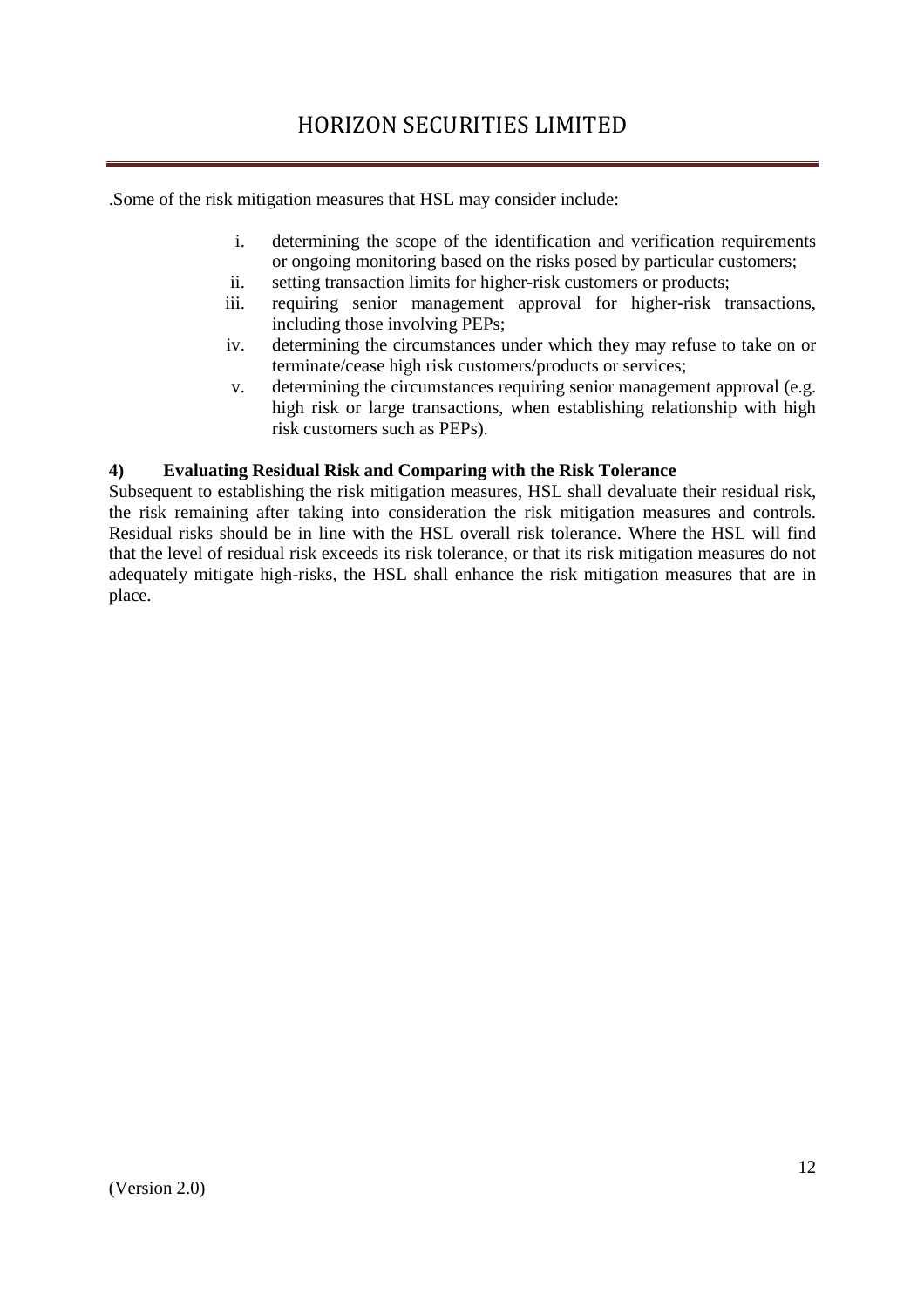.Some of the risk mitigation measures that HSL may consider include:

i. determining the scope of the identification and verification requirements or ongoing monitoring based on the risks posed by particular customers;
ii. setting transaction limits for higher-risk customers or products;
iii. requiring senior management approval for higher-risk transactions, including those involving PEPs;
iv. determining the circumstances under which they may refuse to take on or terminate/cease high risk customers/products or services;
v. determining the circumstances requiring senior management approval (e.g. high risk or large transactions, when establishing relationship with high risk customers such as PEPs).

**4) Evaluating Residual Risk and Comparing with the Risk Tolerance**

Subsequent to establishing the risk mitigation measures, HSL shall devaluate their residual risk, the risk remaining after taking into consideration the risk mitigation measures and controls. Residual risks should be in line with the HSL overall risk tolerance. Where the HSL will find that the level of residual risk exceeds its risk tolerance, or that its risk mitigation measures do not adequately mitigate high-risks, the HSL shall enhance the risk mitigation measures that are in place.